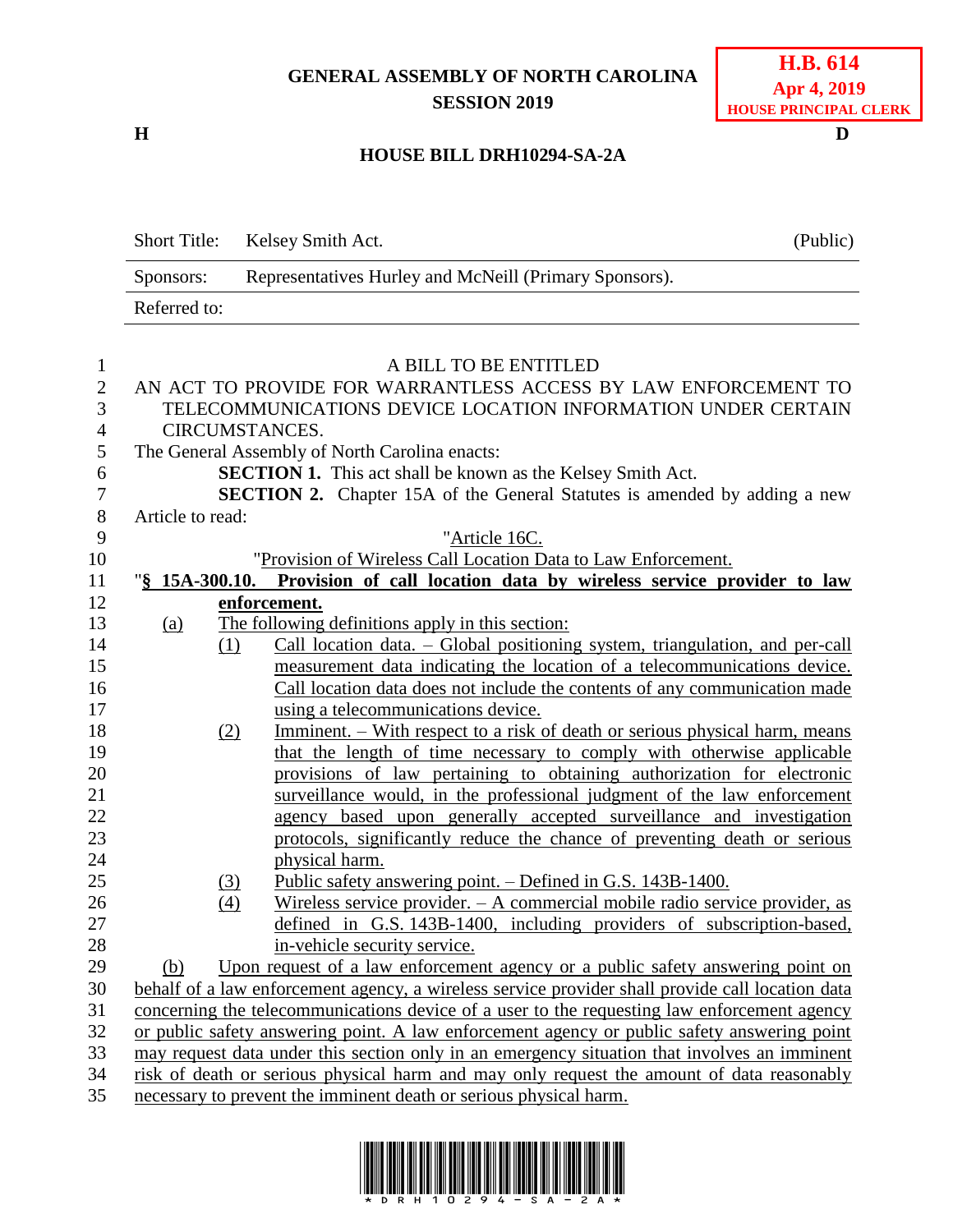GENERAL ASSEMBLY OF NORTH CAROLINA
SESSION 2019

**H.B. 614**
**Apr 4, 2019**
**HOUSE PRINCIPAL CLERK**

H D

**HOUSE BILL DRH10294-SA-2A**

| Short Title: | Kelsey Smith Act. | (Public) |
|---|---|---|
| Sponsors: | Representatives Hurley and McNeill (Primary Sponsors). | |
| Referred to: | | |

A BILL TO BE ENTITLED

AN ACT TO PROVIDE FOR WARRANTLESS ACCESS BY LAW ENFORCEMENT TO TELECOMMUNICATIONS DEVICE LOCATION INFORMATION UNDER CERTAIN CIRCUMSTANCES.

The General Assembly of North Carolina enacts:

**SECTION 1.** This act shall be known as the Kelsey Smith Act.

**SECTION 2.** Chapter 15A of the General Statutes is amended by adding a new Article to read:

"Article 16C.

"Provision of Wireless Call Location Data to Law Enforcement.

"**§ 15A-300.10. Provision of call location data by wireless service provider to law enforcement.**

(a) The following definitions apply in this section:

(1) Call location data. – Global positioning system, triangulation, and per-call measurement data indicating the location of a telecommunications device. Call location data does not include the contents of any communication made using a telecommunications device.

(2) Imminent. – With respect to a risk of death or serious physical harm, means that the length of time necessary to comply with otherwise applicable provisions of law pertaining to obtaining authorization for electronic surveillance would, in the professional judgment of the law enforcement agency based upon generally accepted surveillance and investigation protocols, significantly reduce the chance of preventing death or serious physical harm.

(3) Public safety answering point. – Defined in G.S. 143B-1400.

(4) Wireless service provider. – A commercial mobile radio service provider, as defined in G.S. 143B-1400, including providers of subscription-based, in-vehicle security service.

(b) Upon request of a law enforcement agency or a public safety answering point on behalf of a law enforcement agency, a wireless service provider shall provide call location data concerning the telecommunications device of a user to the requesting law enforcement agency or public safety answering point. A law enforcement agency or public safety answering point may request data under this section only in an emergency situation that involves an imminent risk of death or serious physical harm and may only request the amount of data reasonably necessary to prevent the imminent death or serious physical harm.

\* D R H 1 0 2 9 4 - S A - 2 A \*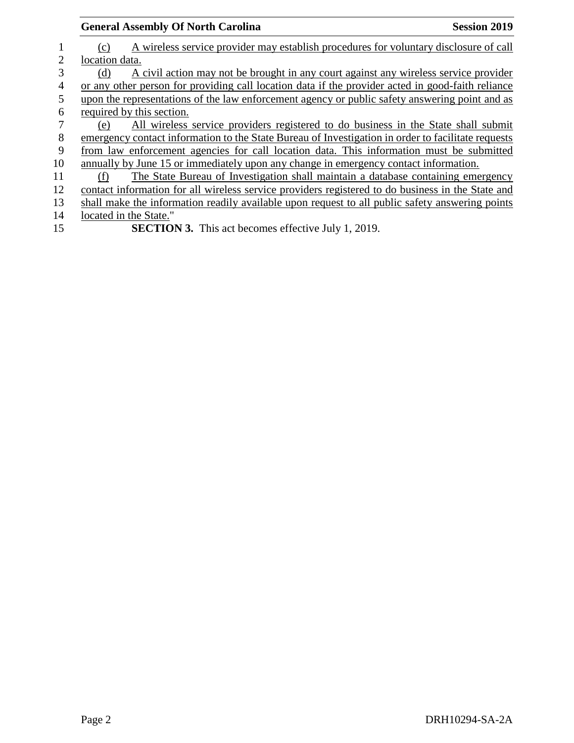(c) A wireless service provider may establish procedures for voluntary disclosure of call location data.

(d) A civil action may not be brought in any court against any wireless service provider or any other person for providing call location data if the provider acted in good-faith reliance upon the representations of the law enforcement agency or public safety answering point and as required by this section.

(e) All wireless service providers registered to do business in the State shall submit emergency contact information to the State Bureau of Investigation in order to facilitate requests from law enforcement agencies for call location data. This information must be submitted annually by June 15 or immediately upon any change in emergency contact information.

(f) The State Bureau of Investigation shall maintain a database containing emergency contact information for all wireless service providers registered to do business in the State and shall make the information readily available upon request to all public safety answering points located in the State."

**SECTION 3.** This act becomes effective July 1, 2019.